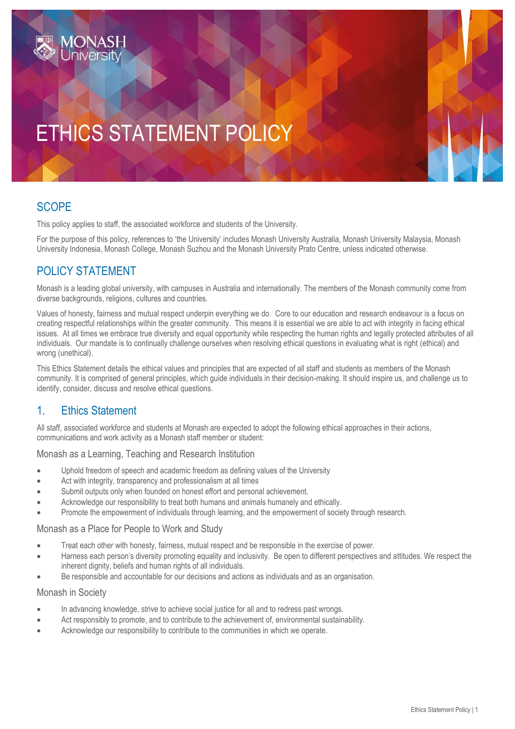# ETHICS STATEMENT POLICY

## SCOPE

This policy applies to staff, the associated workforce and students of the University.

For the purpose of this policy, references to 'the University' includes Monash University Australia, Monash University Malaysia, Monash University Indonesia, Monash College, Monash Suzhou and the Monash University Prato Centre, unless indicated otherwise.

## POLICY STATEMENT

Monash is a leading global university, with campuses in Australia and internationally. The members of the Monash community come from diverse backgrounds, religions, cultures and countries.

Values of honesty, fairness and mutual respect underpin everything we do. Core to our education and research endeavour is a focus on creating respectful relationships within the greater community. This means it is essential we are able to act with integrity in facing ethical issues. At all times we embrace true diversity and equal opportunity while respecting the human rights and legally protected attributes of all individuals. Our mandate is to continually challenge ourselves when resolving ethical questions in evaluating what is right (ethical) and wrong (unethical).

This Ethics Statement details the ethical values and principles that are expected of all staff and students as members of the Monash community. It is comprised of general principles, which guide individuals in their decision-making. It should inspire us, and challenge us to identify, consider, discuss and resolve ethical questions.

## 1. Ethics Statement

All staff, associated workforce and students at Monash are expected to adopt the following ethical approaches in their actions, communications and work activity as a Monash staff member or student:

### Monash as a Learning, Teaching and Research Institution

- Uphold freedom of speech and academic freedom as defining values of the University
- Act with integrity, transparency and professionalism at all times
- Submit outputs only when founded on honest effort and personal achievement.
- Acknowledge our responsibility to treat both humans and animals humanely and ethically.
- Promote the empowerment of individuals through learning, and the empowerment of society through research.

### Monash as a Place for People to Work and Study

- Treat each other with honesty, fairness, mutual respect and be responsible in the exercise of power.
- Harness each person's diversity promoting equality and inclusivity. Be open to different perspectives and attitudes. We respect the inherent dignity, beliefs and human rights of all individuals.
- Be responsible and accountable for our decisions and actions as individuals and as an organisation.

### Monash in Society

- In advancing knowledge, strive to achieve social justice for all and to redress past wrongs.
- Act responsibly to promote, and to contribute to the achievement of, environmental sustainability.
- Acknowledge our responsibility to contribute to the communities in which we operate.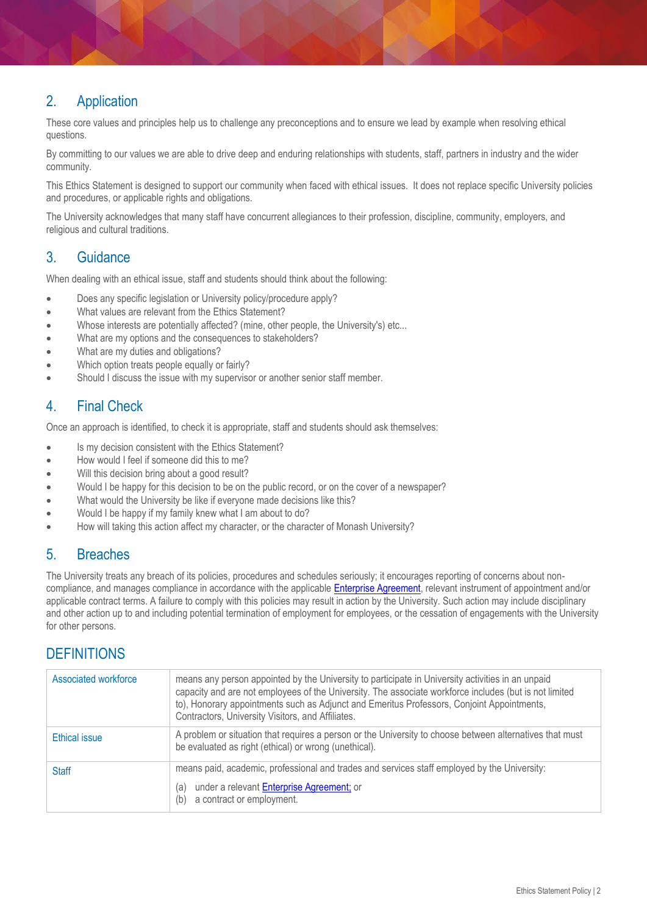## 2. Application

These core values and principles help us to challenge any preconceptions and to ensure we lead by example when resolving ethical questions.

By committing to our values we are able to drive deep and enduring relationships with students, staff, partners in industry and the wider community.

This Ethics Statement is designed to support our community when faced with ethical issues. It does not replace specific University policies and procedures, or applicable rights and obligations.

The University acknowledges that many staff have concurrent allegiances to their profession, discipline, community, employers, and religious and cultural traditions.

## 3. Guidance

When dealing with an ethical issue, staff and students should think about the following:

- Does any specific legislation or University policy/procedure apply?
- What values are relevant from the Ethics Statement?
- Whose interests are potentially affected? (mine, other people, the University's) etc...
- What are my options and the consequences to stakeholders?
- What are my duties and obligations?
- Which option treats people equally or fairly?
- Should I discuss the issue with my supervisor or another senior staff member.

## 4. Final Check

Once an approach is identified, to check it is appropriate, staff and students should ask themselves:

- Is my decision consistent with the Ethics Statement?
- How would I feel if someone did this to me?
- Will this decision bring about a good result?
- Would I be happy for this decision to be on the public record, or on the cover of a newspaper?
- What would the University be like if everyone made decisions like this?
- Would I be happy if my family knew what I am about to do?
- How will taking this action affect my character, or the character of Monash University?

## 5. Breaches

The University treats any breach of its policies, procedures and schedules seriously; it encourages reporting of concerns about non-compliance, and manages compliance in accordance with the applicable Enterprise Agreement, relevant instrument of appointment and/or applicable contract terms. A failure to comply with this policies may result in action by the University. Such action may include disciplinary and other action up to and including potential termination of employment for employees, or the cessation of engagements with the University for other persons.

## DEFINITIONS

| | |
|---|---|
| Associated workforce | means any person appointed by the University to participate in University activities in an unpaid capacity and are not employees of the University. The associate workforce includes (but is not limited to), Honorary appointments such as Adjunct and Emeritus Professors, Conjoint Appointments, Contractors, University Visitors, and Affiliates. |
| Ethical issue | A problem or situation that requires a person or the University to choose between alternatives that must be evaluated as right (ethical) or wrong (unethical). |
| Staff | means paid, academic, professional and trades and services staff employed by the University: (a) under a relevant Enterprise Agreement; or (b) a contract or employment. |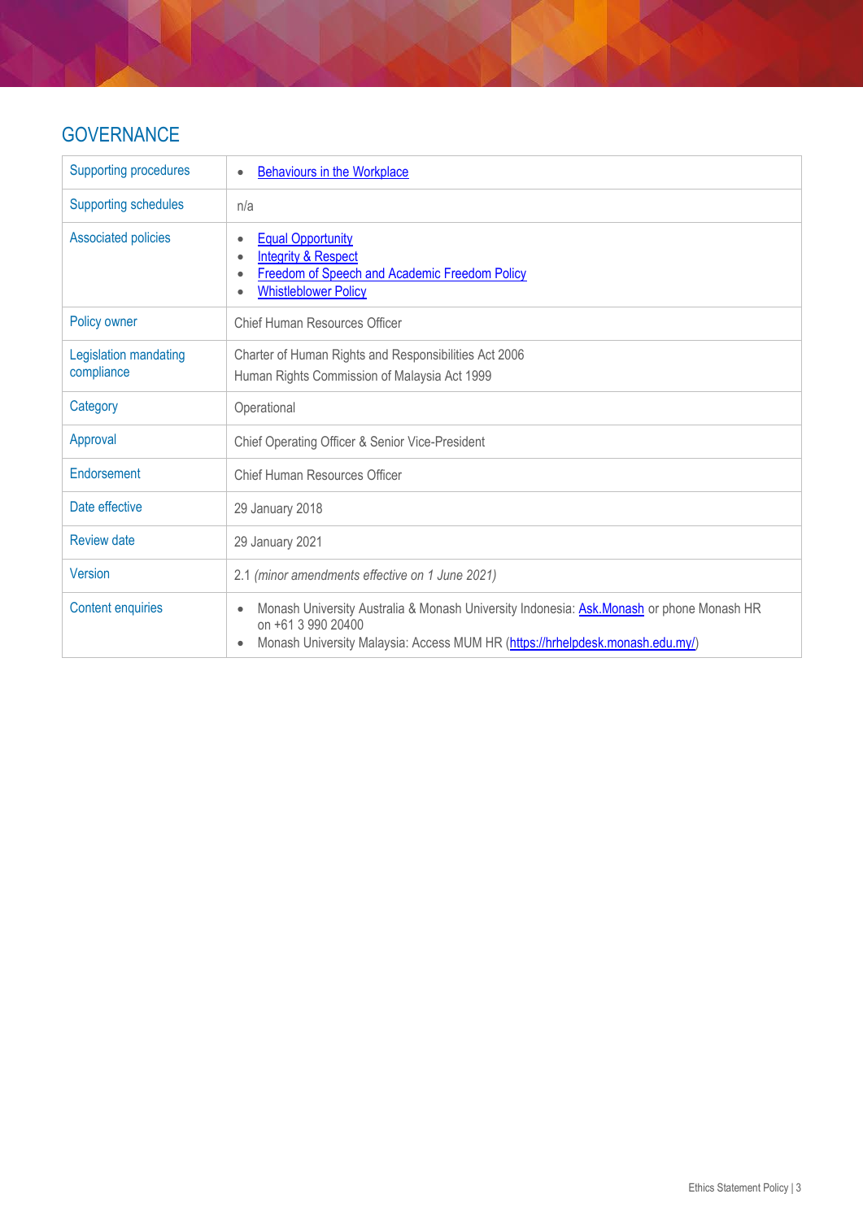## GOVERNANCE

| | |
|---|---|
| Supporting procedures | • Behaviours in the Workplace |
| Supporting schedules | n/a |
| Associated policies | • Equal Opportunity<br>• Integrity & Respect<br>• Freedom of Speech and Academic Freedom Policy<br>• Whistleblower Policy |
| Policy owner | Chief Human Resources Officer |
| Legislation mandating compliance | Charter of Human Rights and Responsibilities Act 2006<br>Human Rights Commission of Malaysia Act 1999 |
| Category | Operational |
| Approval | Chief Operating Officer & Senior Vice-President |
| Endorsement | Chief Human Resources Officer |
| Date effective | 29 January 2018 |
| Review date | 29 January 2021 |
| Version | 2.1 *(minor amendments effective on 1 June 2021)* |
| Content enquiries | • Monash University Australia & Monash University Indonesia: Ask.Monash or phone Monash HR on +61 3 990 20400<br>• Monash University Malaysia: Access MUM HR (https://hrhelpdesk.monash.edu.my/) |